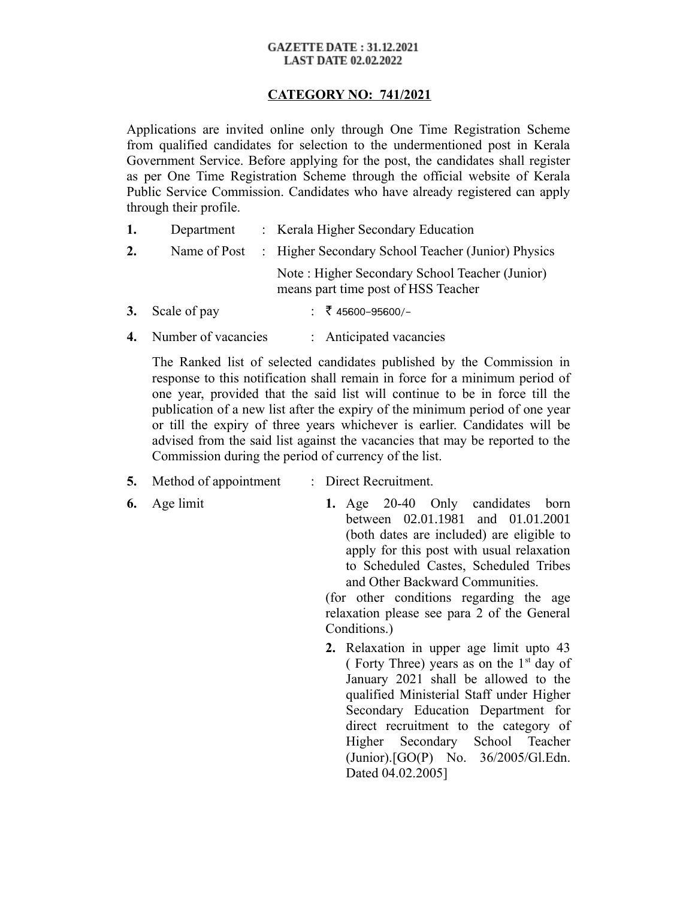**GAZETTE DATE : 31.12.2021**
**LAST DATE 02.02.2022**

## CATEGORY NO: 741/2021

Applications are invited online only through One Time Registration Scheme from qualified candidates for selection to the undermentioned post in Kerala Government Service. Before applying for the post, the candidates shall register as per One Time Registration Scheme through the official website of Kerala Public Service Commission. Candidates who have already registered can apply through their profile.

**1.** Department : Kerala Higher Secondary Education

**2.** Name of Post : Higher Secondary School Teacher (Junior) Physics

Note : Higher Secondary School Teacher (Junior) means part time post of HSS Teacher

**3.** Scale of pay : ₹ 45600-95600/-

**4.** Number of vacancies : Anticipated vacancies

The Ranked list of selected candidates published by the Commission in response to this notification shall remain in force for a minimum period of one year, provided that the said list will continue to be in force till the publication of a new list after the expiry of the minimum period of one year or till the expiry of three years whichever is earlier. Candidates will be advised from the said list against the vacancies that may be reported to the Commission during the period of currency of the list.

**5.** Method of appointment : Direct Recruitment.

**6.** Age limit

**1.** Age 20-40 Only candidates born between 02.01.1981 and 01.01.2001 (both dates are included) are eligible to apply for this post with usual relaxation to Scheduled Castes, Scheduled Tribes and Other Backward Communities.

(for other conditions regarding the age relaxation please see para 2 of the General Conditions.)

**2.** Relaxation in upper age limit upto 43 ( Forty Three) years as on the 1st day of January 2021 shall be allowed to the qualified Ministerial Staff under Higher Secondary Education Department for direct recruitment to the category of Higher Secondary School Teacher (Junior).[GO(P) No. 36/2005/Gl.Edn. Dated 04.02.2005]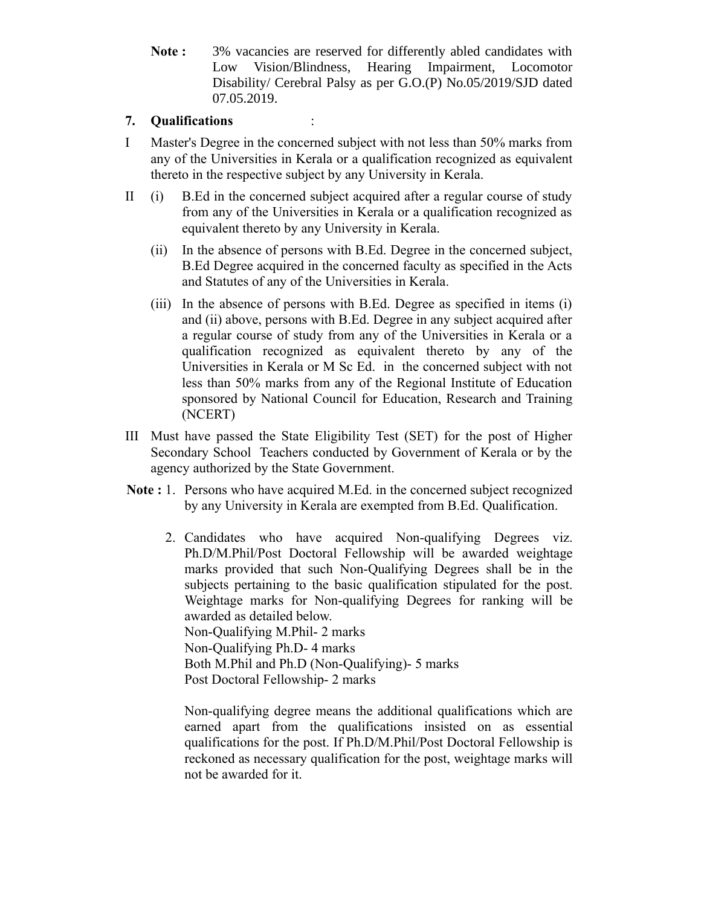**Note :** 3% vacancies are reserved for differently abled candidates with Low Vision/Blindness, Hearing Impairment, Locomotor Disability/ Cerebral Palsy as per G.O.(P) No.05/2019/SJD dated 07.05.2019.

**7. Qualifications** :

I Master's Degree in the concerned subject with not less than 50% marks from any of the Universities in Kerala or a qualification recognized as equivalent thereto in the respective subject by any University in Kerala.

II (i) B.Ed in the concerned subject acquired after a regular course of study from any of the Universities in Kerala or a qualification recognized as equivalent thereto by any University in Kerala.

(ii) In the absence of persons with B.Ed. Degree in the concerned subject, B.Ed Degree acquired in the concerned faculty as specified in the Acts and Statutes of any of the Universities in Kerala.

(iii) In the absence of persons with B.Ed. Degree as specified in items (i) and (ii) above, persons with B.Ed. Degree in any subject acquired after a regular course of study from any of the Universities in Kerala or a qualification recognized as equivalent thereto by any of the Universities in Kerala or M Sc Ed. in the concerned subject with not less than 50% marks from any of the Regional Institute of Education sponsored by National Council for Education, Research and Training (NCERT)

III Must have passed the State Eligibility Test (SET) for the post of Higher Secondary School Teachers conducted by Government of Kerala or by the agency authorized by the State Government.

**Note :** 1. Persons who have acquired M.Ed. in the concerned subject recognized by any University in Kerala are exempted from B.Ed. Qualification.

2. Candidates who have acquired Non-qualifying Degrees viz. Ph.D/M.Phil/Post Doctoral Fellowship will be awarded weightage marks provided that such Non-Qualifying Degrees shall be in the subjects pertaining to the basic qualification stipulated for the post. Weightage marks for Non-qualifying Degrees for ranking will be awarded as detailed below.
Non-Qualifying M.Phil- 2 marks
Non-Qualifying Ph.D- 4 marks
Both M.Phil and Ph.D (Non-Qualifying)- 5 marks
Post Doctoral Fellowship- 2 marks

Non-qualifying degree means the additional qualifications which are earned apart from the qualifications insisted on as essential qualifications for the post. If Ph.D/M.Phil/Post Doctoral Fellowship is reckoned as necessary qualification for the post, weightage marks will not be awarded for it.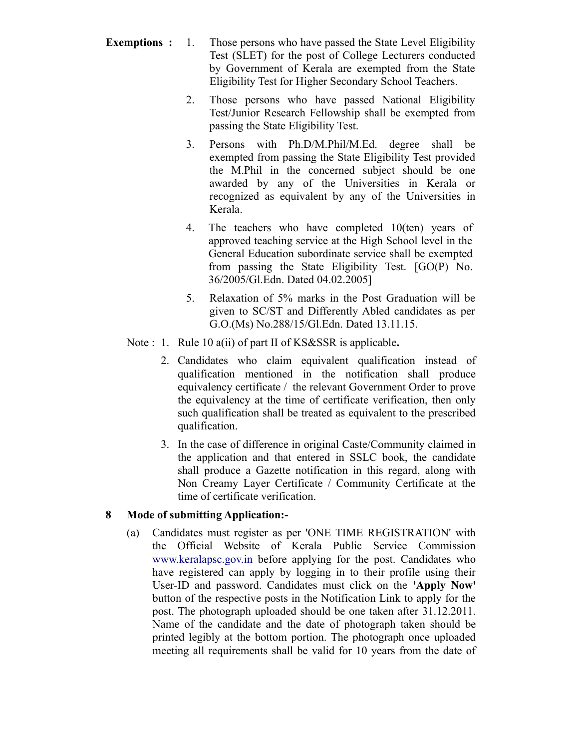**Exemptions :**

1. Those persons who have passed the State Level Eligibility Test (SLET) for the post of College Lecturers conducted by Government of Kerala are exempted from the State Eligibility Test for Higher Secondary School Teachers.
2. Those persons who have passed National Eligibility Test/Junior Research Fellowship shall be exempted from passing the State Eligibility Test.
3. Persons with Ph.D/M.Phil/M.Ed. degree shall be exempted from passing the State Eligibility Test provided the M.Phil in the concerned subject should be one awarded by any of the Universities in Kerala or recognized as equivalent by any of the Universities in Kerala.
4. The teachers who have completed 10(ten) years of approved teaching service at the High School level in the General Education subordinate service shall be exempted from passing the State Eligibility Test. [GO(P) No. 36/2005/Gl.Edn. Dated 04.02.2005]
5. Relaxation of 5% marks in the Post Graduation will be given to SC/ST and Differently Abled candidates as per G.O.(Ms) No.288/15/Gl.Edn. Dated 13.11.15.

Note :

1. Rule 10 a(ii) of part II of KS&SSR is applicable**.**
2. Candidates who claim equivalent qualification instead of qualification mentioned in the notification shall produce equivalency certificate / the relevant Government Order to prove the equivalency at the time of certificate verification, then only such qualification shall be treated as equivalent to the prescribed qualification.
3. In the case of difference in original Caste/Community claimed in the application and that entered in SSLC book, the candidate shall produce a Gazette notification in this regard, along with Non Creamy Layer Certificate / Community Certificate at the time of certificate verification.

**8 Mode of submitting Application:-**

(a) Candidates must register as per 'ONE TIME REGISTRATION' with the Official Website of Kerala Public Service Commission www.keralapsc.gov.in before applying for the post. Candidates who have registered can apply by logging in to their profile using their User-ID and password. Candidates must click on the **'Apply Now'** button of the respective posts in the Notification Link to apply for the post. The photograph uploaded should be one taken after 31.12.2011. Name of the candidate and the date of photograph taken should be printed legibly at the bottom portion. The photograph once uploaded meeting all requirements shall be valid for 10 years from the date of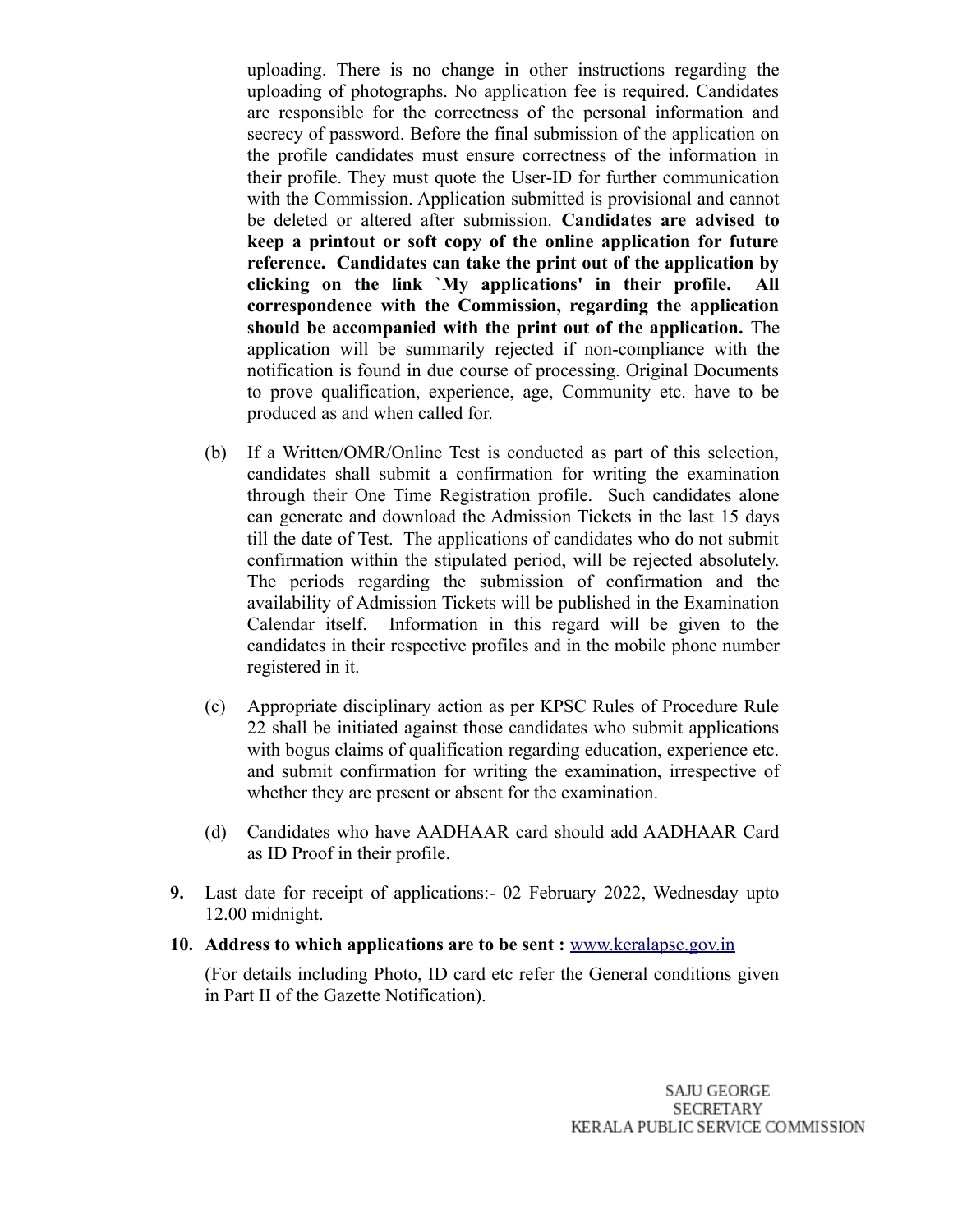uploading. There is no change in other instructions regarding the uploading of photographs. No application fee is required. Candidates are responsible for the correctness of the personal information and secrecy of password. Before the final submission of the application on the profile candidates must ensure correctness of the information in their profile. They must quote the User-ID for further communication with the Commission. Application submitted is provisional and cannot be deleted or altered after submission. **Candidates are advised to keep a printout or soft copy of the online application for future reference. Candidates can take the print out of the application by clicking on the link `My applications' in their profile. All correspondence with the Commission, regarding the application should be accompanied with the print out of the application.** The application will be summarily rejected if non-compliance with the notification is found in due course of processing. Original Documents to prove qualification, experience, age, Community etc. have to be produced as and when called for.

(b) If a Written/OMR/Online Test is conducted as part of this selection, candidates shall submit a confirmation for writing the examination through their One Time Registration profile. Such candidates alone can generate and download the Admission Tickets in the last 15 days till the date of Test. The applications of candidates who do not submit confirmation within the stipulated period, will be rejected absolutely. The periods regarding the submission of confirmation and the availability of Admission Tickets will be published in the Examination Calendar itself. Information in this regard will be given to the candidates in their respective profiles and in the mobile phone number registered in it.

(c) Appropriate disciplinary action as per KPSC Rules of Procedure Rule 22 shall be initiated against those candidates who submit applications with bogus claims of qualification regarding education, experience etc. and submit confirmation for writing the examination, irrespective of whether they are present or absent for the examination.

(d) Candidates who have AADHAAR card should add AADHAAR Card as ID Proof in their profile.

**9.** Last date for receipt of applications:- 02 February 2022, Wednesday upto 12.00 midnight.

**10. Address to which applications are to be sent :** www.keralapsc.gov.in

(For details including Photo, ID card etc refer the General conditions given in Part II of the Gazette Notification).

SAJU GEORGE
SECRETARY
KERALA PUBLIC SERVICE COMMISSION